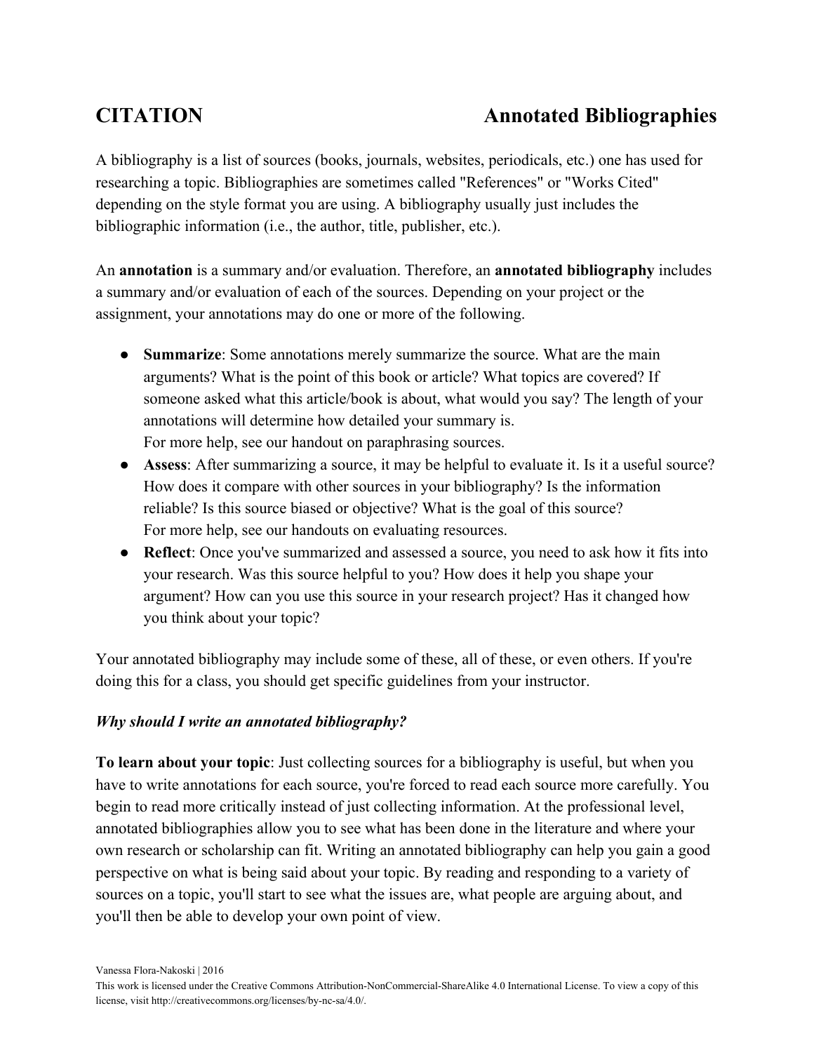# CITATION Annotated Bibliographies

A bibliography is a list of sources (books, journals, websites, periodicals, etc.) one has used for researching a topic. Bibliographies are sometimes called "References" or "Works Cited" depending on the style format you are using. A bibliography usually just includes the bibliographic information (i.e., the author, title, publisher, etc.).

An **annotation** is a summary and/or evaluation. Therefore, an **annotated bibliography** includes a summary and/or evaluation of each of the sources. Depending on your project or the assignment, your annotations may do one or more of the following.

- **Summarize**: Some annotations merely summarize the source. What are the main arguments? What is the point of this book or article? What topics are covered? If someone asked what this article/book is about, what would you say? The length of your annotations will determine how detailed your summary is.
  For more help, see our handout on paraphrasing sources.
- **Assess**: After summarizing a source, it may be helpful to evaluate it. Is it a useful source? How does it compare with other sources in your bibliography? Is the information reliable? Is this source biased or objective? What is the goal of this source?
  For more help, see our handouts on evaluating resources.
- **Reflect**: Once you've summarized and assessed a source, you need to ask how it fits into your research. Was this source helpful to you? How does it help you shape your argument? How can you use this source in your research project? Has it changed how you think about your topic?

Your annotated bibliography may include some of these, all of these, or even others. If you're doing this for a class, you should get specific guidelines from your instructor.

***Why should I write an annotated bibliography?***

**To learn about your topic**: Just collecting sources for a bibliography is useful, but when you have to write annotations for each source, you're forced to read each source more carefully. You begin to read more critically instead of just collecting information. At the professional level, annotated bibliographies allow you to see what has been done in the literature and where your own research or scholarship can fit. Writing an annotated bibliography can help you gain a good perspective on what is being said about your topic. By reading and responding to a variety of sources on a topic, you'll start to see what the issues are, what people are arguing about, and you'll then be able to develop your own point of view.

Vanessa Flora-Nakoski | 2016
This work is licensed under the Creative Commons Attribution-NonCommercial-ShareAlike 4.0 International License. To view a copy of this license, visit http://creativecommons.org/licenses/by-nc-sa/4.0/.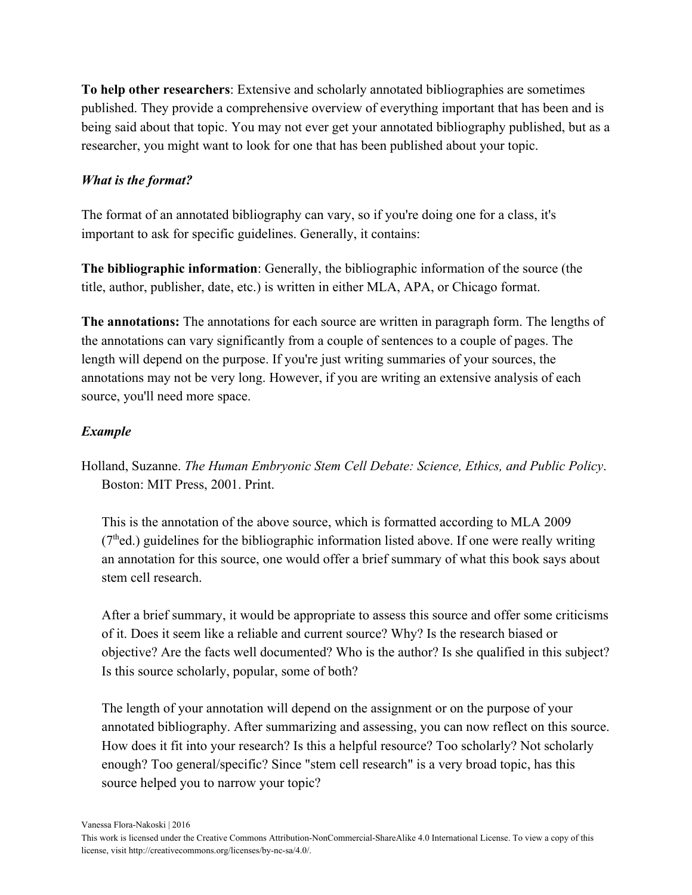**To help other researchers**: Extensive and scholarly annotated bibliographies are sometimes published. They provide a comprehensive overview of everything important that has been and is being said about that topic. You may not ever get your annotated bibliography published, but as a researcher, you might want to look for one that has been published about your topic.

***What is the format?***

The format of an annotated bibliography can vary, so if you're doing one for a class, it's important to ask for specific guidelines. Generally, it contains:

**The bibliographic information**: Generally, the bibliographic information of the source (the title, author, publisher, date, etc.) is written in either MLA, APA, or Chicago format.

**The annotations:** The annotations for each source are written in paragraph form. The lengths of the annotations can vary significantly from a couple of sentences to a couple of pages. The length will depend on the purpose. If you're just writing summaries of your sources, the annotations may not be very long. However, if you are writing an extensive analysis of each source, you'll need more space.

***Example***

Holland, Suzanne. *The Human Embryonic Stem Cell Debate: Science, Ethics, and Public Policy*. Boston: MIT Press, 2001. Print.

> This is the annotation of the above source, which is formatted according to MLA 2009 (7$^{th}$ed.) guidelines for the bibliographic information listed above. If one were really writing an annotation for this source, one would offer a brief summary of what this book says about stem cell research.
>
> After a brief summary, it would be appropriate to assess this source and offer some criticisms of it. Does it seem like a reliable and current source? Why? Is the research biased or objective? Are the facts well documented? Who is the author? Is she qualified in this subject? Is this source scholarly, popular, some of both?
>
> The length of your annotation will depend on the assignment or on the purpose of your annotated bibliography. After summarizing and assessing, you can now reflect on this source. How does it fit into your research? Is this a helpful resource? Too scholarly? Not scholarly enough? Too general/specific? Since "stem cell research" is a very broad topic, has this source helped you to narrow your topic?